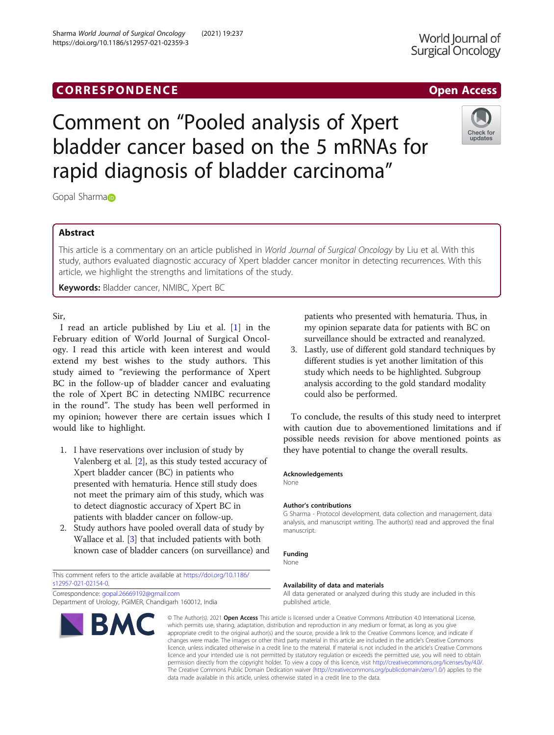CORRESPONDENCE

Open Access

# Comment on "Pooled analysis of Xpert bladder cancer based on the 5 mRNAs for rapid diagnosis of bladder carcinoma"

Gopal Sharma

## Abstract

This article is a commentary on an article published in *World Journal of Surgical Oncology* by Liu et al. With this study, authors evaluated diagnostic accuracy of Xpert bladder cancer monitor in detecting recurrences. With this article, we highlight the strengths and limitations of the study.

**Keywords:** Bladder cancer, NMIBC, Xpert BC

Sir,

I read an article published by Liu et al. [1] in the February edition of World Journal of Surgical Oncology. I read this article with keen interest and would extend my best wishes to the study authors. This study aimed to "reviewing the performance of Xpert BC in the follow-up of bladder cancer and evaluating the role of Xpert BC in detecting NMIBC recurrence in the round". The study has been well performed in my opinion; however there are certain issues which I would like to highlight.

1. I have reservations over inclusion of study by Valenberg et al. [2], as this study tested accuracy of Xpert bladder cancer (BC) in patients who presented with hematuria. Hence still study does not meet the primary aim of this study, which was to detect diagnostic accuracy of Xpert BC in patients with bladder cancer on follow-up.
2. Study authors have pooled overall data of study by Wallace et al. [3] that included patients with both known case of bladder cancers (on surveillance) and patients who presented with hematuria. Thus, in my opinion separate data for patients with BC on surveillance should be extracted and reanalyzed.
3. Lastly, use of different gold standard techniques by different studies is yet another limitation of this study which needs to be highlighted. Subgroup analysis according to the gold standard modality could also be performed.

To conclude, the results of this study need to interpret with caution due to abovementioned limitations and if possible needs revision for above mentioned points as they have potential to change the overall results.

### Acknowledgements

None

### Author's contributions

G Sharma - Protocol development, data collection and management, data analysis, and manuscript writing. The author(s) read and approved the final manuscript.

### Funding

None

### Availability of data and materials

All data generated or analyzed during this study are included in this published article.

This comment refers to the article available at https://doi.org/10.1186/s12957-021-02154-0.

Correspondence: gopal.26669192@gmail.com
Department of Urology, PGIMER, Chandigarh 160012, India

© The Author(s). 2021 **Open Access** This article is licensed under a Creative Commons Attribution 4.0 International License, which permits use, sharing, adaptation, distribution and reproduction in any medium or format, as long as you give appropriate credit to the original author(s) and the source, provide a link to the Creative Commons licence, and indicate if changes were made. The images or other third party material in this article are included in the article's Creative Commons licence, unless indicated otherwise in a credit line to the material. If material is not included in the article's Creative Commons licence and your intended use is not permitted by statutory regulation or exceeds the permitted use, you will need to obtain permission directly from the copyright holder. To view a copy of this licence, visit http://creativecommons.org/licenses/by/4.0/. The Creative Commons Public Domain Dedication waiver (http://creativecommons.org/publicdomain/zero/1.0/) applies to the data made available in this article, unless otherwise stated in a credit line to the data.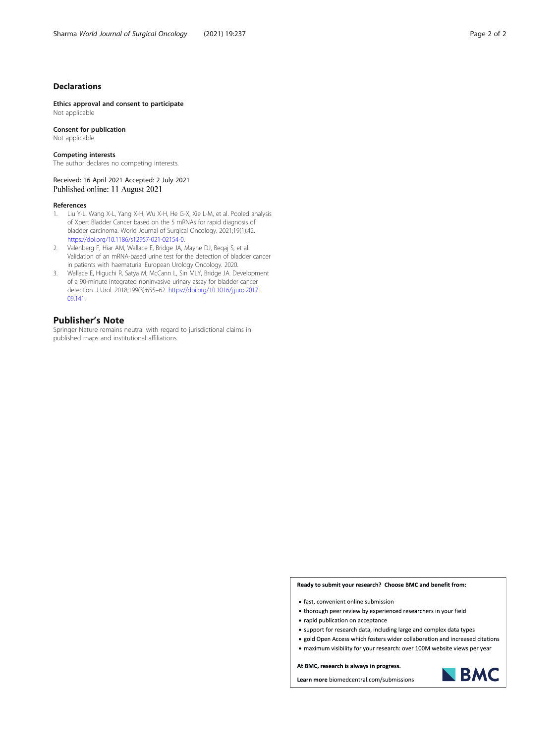## Declarations

### Ethics approval and consent to participate

Not applicable

### Consent for publication

Not applicable

### Competing interests

The author declares no competing interests.

Received: 16 April 2021 Accepted: 2 July 2021
Published online: 11 August 2021

### References

1. Liu Y-L, Wang X-L, Yang X-H, Wu X-H, He G-X, Xie L-M, et al. Pooled analysis of Xpert Bladder Cancer based on the 5 mRNAs for rapid diagnosis of bladder carcinoma. World Journal of Surgical Oncology. 2021;19(1):42. https://doi.org/10.1186/s12957-021-02154-0.
2. Valenberg F, Hiar AM, Wallace E, Bridge JA, Mayne DJ, Beqaj S, et al. Validation of an mRNA-based urine test for the detection of bladder cancer in patients with haematuria. European Urology Oncology. 2020.
3. Wallace E, Higuchi R, Satya M, McCann L, Sin MLY, Bridge JA. Development of a 90-minute integrated noninvasive urinary assay for bladder cancer detection. J Urol. 2018;199(3):655–62. https://doi.org/10.1016/j.juro.2017.09.141.

## Publisher's Note

Springer Nature remains neutral with regard to jurisdictional claims in published maps and institutional affiliations.

**Ready to submit your research? Choose BMC and benefit from:**

- fast, convenient online submission
- thorough peer review by experienced researchers in your field
- rapid publication on acceptance
- support for research data, including large and complex data types
- gold Open Access which fosters wider collaboration and increased citations
- maximum visibility for your research: over 100M website views per year

**At BMC, research is always in progress.**

**Learn more** biomedcentral.com/submissions